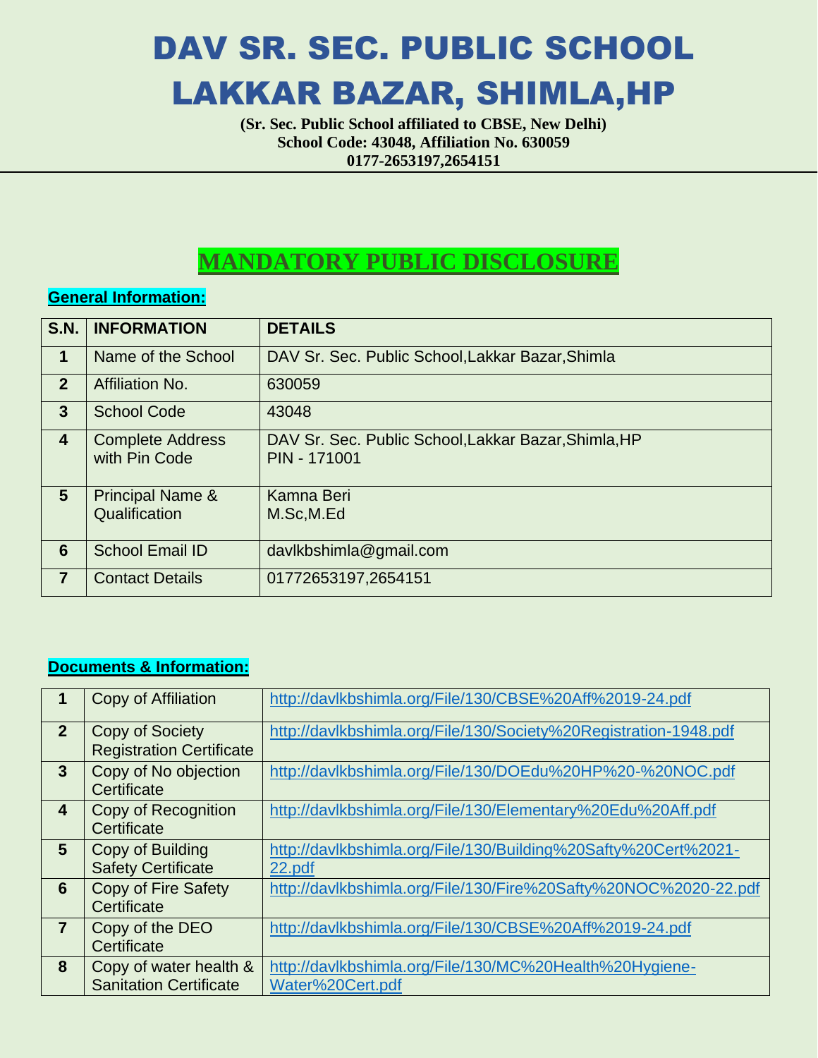# DAV SR. SEC. PUBLIC SCHOOL
# LAKKAR BAZAR, SHIMLA,HP

**(Sr. Sec. Public School affiliated to CBSE, New Delhi)**
**School Code: 43048, Affiliation No. 630059**
**0177-2653197,2654151**

## MANDATORY PUBLIC DISCLOSURE

### General Information:

| S.N. | INFORMATION | DETAILS |
|---|---|---|
| 1 | Name of the School | DAV Sr. Sec. Public School,Lakkar Bazar,Shimla |
| 2 | Affiliation No. | 630059 |
| 3 | School Code | 43048 |
| 4 | Complete Address with Pin Code | DAV Sr. Sec. Public School,Lakkar Bazar,Shimla,HP PIN - 171001 |
| 5 | Principal Name & Qualification | Kamna Beri M.Sc,M.Ed |
| 6 | School Email ID | davlkbshimla@gmail.com |
| 7 | Contact Details | 01772653197,2654151 |

### Documents & Information:

| | | |
|---|---|---|
| 1 | Copy of Affiliation | http://davlkbshimla.org/File/130/CBSE%20Aff%2019-24.pdf |
| 2 | Copy of Society Registration Certificate | http://davlkbshimla.org/File/130/Society%20Registration-1948.pdf |
| 3 | Copy of No objection Certificate | http://davlkbshimla.org/File/130/DOEdu%20HP%20-%20NOC.pdf |
| 4 | Copy of Recognition Certificate | http://davlkbshimla.org/File/130/Elementary%20Edu%20Aff.pdf |
| 5 | Copy of Building Safety Certificate | http://davlkbshimla.org/File/130/Building%20Safty%20Cert%2021-22.pdf |
| 6 | Copy of Fire Safety Certificate | http://davlkbshimla.org/File/130/Fire%20Safty%20NOC%2020-22.pdf |
| 7 | Copy of the DEO Certificate | http://davlkbshimla.org/File/130/CBSE%20Aff%2019-24.pdf |
| 8 | Copy of water health & Sanitation Certificate | http://davlkbshimla.org/File/130/MC%20Health%20Hygiene-Water%20Cert.pdf |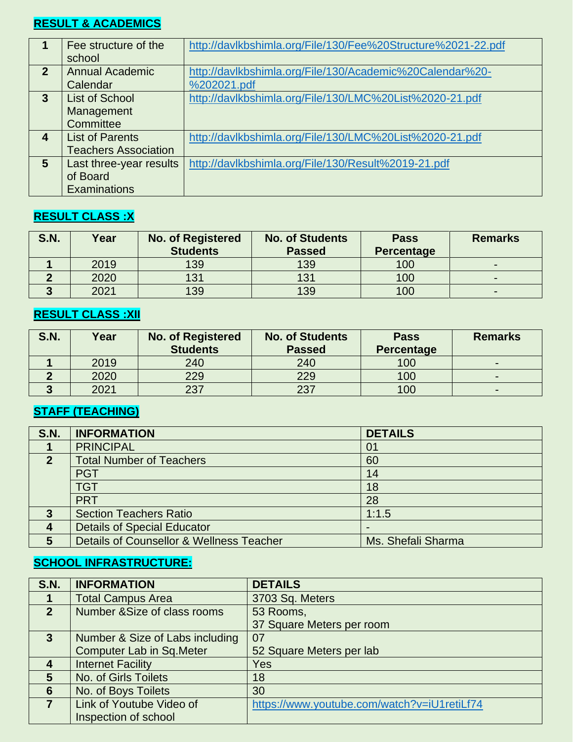## RESULT & ACADEMICS

| | | |
|---|---|---|
| **1** | Fee structure of the school | http://davlkbshimla.org/File/130/Fee%20Structure%2021-22.pdf |
| **2** | Annual Academic Calendar | http://davlkbshimla.org/File/130/Academic%20Calendar%20-%202021.pdf |
| **3** | List of School Management Committee | http://davlkbshimla.org/File/130/LMC%20List%2020-21.pdf |
| **4** | List of Parents Teachers Association | http://davlkbshimla.org/File/130/LMC%20List%2020-21.pdf |
| **5** | Last three-year results of Board Examinations | http://davlkbshimla.org/File/130/Result%2019-21.pdf |

## RESULT CLASS :X

| S.N. | Year | No. of Registered Students | No. of Students Passed | Pass Percentage | Remarks |
|---|---|---|---|---|---|
| **1** | 2019 | 139 | 139 | 100 | - |
| **2** | 2020 | 131 | 131 | 100 | - |
| **3** | 2021 | 139 | 139 | 100 | - |

## RESULT CLASS :XII

| S.N. | Year | No. of Registered Students | No. of Students Passed | Pass Percentage | Remarks |
|---|---|---|---|---|---|
| **1** | 2019 | 240 | 240 | 100 | - |
| **2** | 2020 | 229 | 229 | 100 | - |
| **3** | 2021 | 237 | 237 | 100 | - |

## STAFF (TEACHING)

| S.N. | INFORMATION | DETAILS |
|---|---|---|
| **1** | PRINCIPAL | 01 |
| **2** | Total Number of Teachers | 60 |
| | PGT | 14 |
| | TGT | 18 |
| | PRT | 28 |
| **3** | Section Teachers Ratio | 1:1.5 |
| **4** | Details of Special Educator | - |
| **5** | Details of Counsellor & Wellness Teacher | Ms. Shefali Sharma |

## SCHOOL INFRASTRUCTURE:

| S.N. | INFORMATION | DETAILS |
|---|---|---|
| **1** | Total Campus Area | 3703 Sq. Meters |
| **2** | Number &Size of class rooms | 53 Rooms,<br>37 Square Meters per room |
| **3** | Number & Size of Labs including Computer Lab in Sq.Meter | 07<br>52 Square Meters per lab |
| **4** | Internet Facility | Yes |
| **5** | No. of Girls Toilets | 18 |
| **6** | No. of Boys Toilets | 30 |
| **7** | Link of Youtube Video of Inspection of school | https://www.youtube.com/watch?v=iU1retiLf74 |